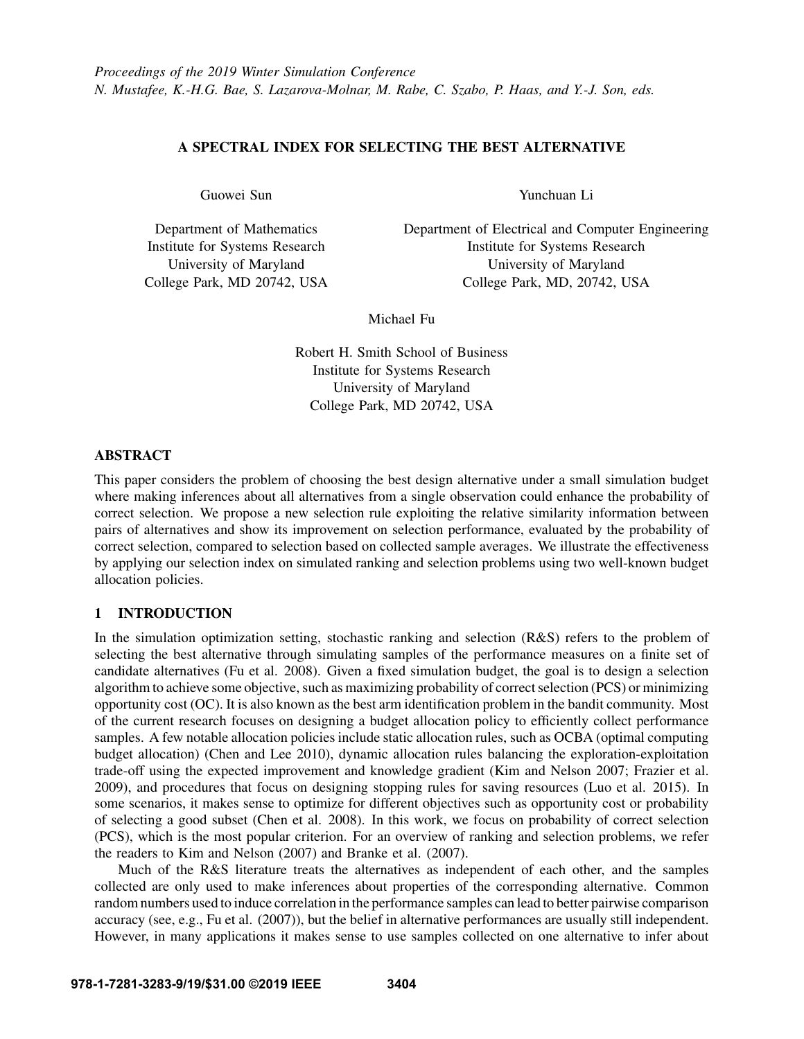*Proceedings of the 2019 Winter Simulation Conference*
*N. Mustafee, K.-H.G. Bae, S. Lazarova-Molnar, M. Rabe, C. Szabo, P. Haas, and Y.-J. Son, eds.*

# A SPECTRAL INDEX FOR SELECTING THE BEST ALTERNATIVE

Guowei Sun

Department of Mathematics
Institute for Systems Research
University of Maryland
College Park, MD 20742, USA

Yunchuan Li

Department of Electrical and Computer Engineering
Institute for Systems Research
University of Maryland
College Park, MD, 20742, USA

Michael Fu

Robert H. Smith School of Business
Institute for Systems Research
University of Maryland
College Park, MD 20742, USA

## ABSTRACT

This paper considers the problem of choosing the best design alternative under a small simulation budget where making inferences about all alternatives from a single observation could enhance the probability of correct selection. We propose a new selection rule exploiting the relative similarity information between pairs of alternatives and show its improvement on selection performance, evaluated by the probability of correct selection, compared to selection based on collected sample averages. We illustrate the effectiveness by applying our selection index on simulated ranking and selection problems using two well-known budget allocation policies.

## 1 INTRODUCTION

In the simulation optimization setting, stochastic ranking and selection (R&S) refers to the problem of selecting the best alternative through simulating samples of the performance measures on a finite set of candidate alternatives (Fu et al. 2008). Given a fixed simulation budget, the goal is to design a selection algorithm to achieve some objective, such as maximizing probability of correct selection (PCS) or minimizing opportunity cost (OC). It is also known as the best arm identification problem in the bandit community. Most of the current research focuses on designing a budget allocation policy to efficiently collect performance samples. A few notable allocation policies include static allocation rules, such as OCBA (optimal computing budget allocation) (Chen and Lee 2010), dynamic allocation rules balancing the exploration-exploitation trade-off using the expected improvement and knowledge gradient (Kim and Nelson 2007; Frazier et al. 2009), and procedures that focus on designing stopping rules for saving resources (Luo et al. 2015). In some scenarios, it makes sense to optimize for different objectives such as opportunity cost or probability of selecting a good subset (Chen et al. 2008). In this work, we focus on probability of correct selection (PCS), which is the most popular criterion. For an overview of ranking and selection problems, we refer the readers to Kim and Nelson (2007) and Branke et al. (2007).

Much of the R&S literature treats the alternatives as independent of each other, and the samples collected are only used to make inferences about properties of the corresponding alternative. Common random numbers used to induce correlation in the performance samples can lead to better pairwise comparison accuracy (see, e.g., Fu et al. (2007)), but the belief in alternative performances are usually still independent. However, in many applications it makes sense to use samples collected on one alternative to infer about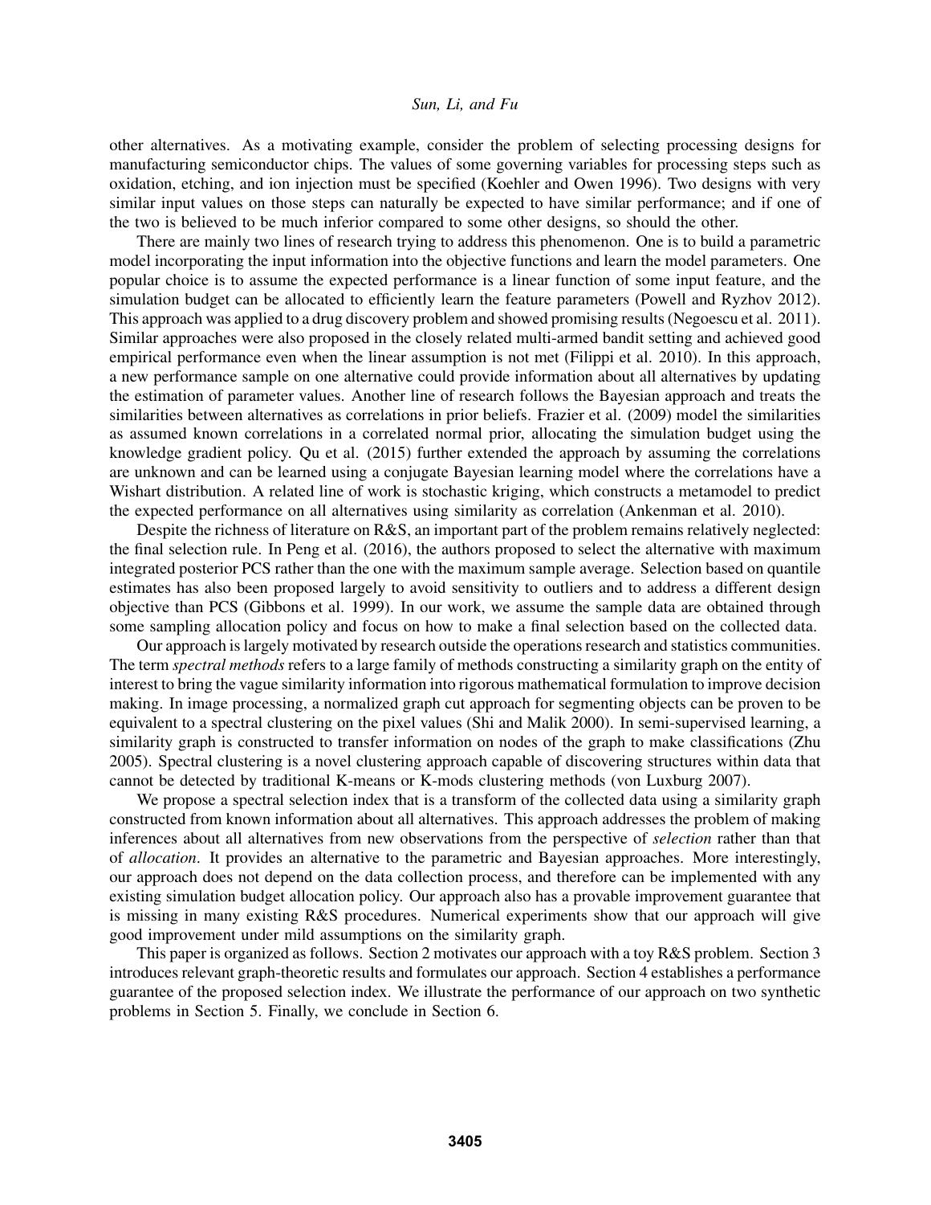other alternatives. As a motivating example, consider the problem of selecting processing designs for manufacturing semiconductor chips. The values of some governing variables for processing steps such as oxidation, etching, and ion injection must be specified (Koehler and Owen 1996). Two designs with very similar input values on those steps can naturally be expected to have similar performance; and if one of the two is believed to be much inferior compared to some other designs, so should the other.

There are mainly two lines of research trying to address this phenomenon. One is to build a parametric model incorporating the input information into the objective functions and learn the model parameters. One popular choice is to assume the expected performance is a linear function of some input feature, and the simulation budget can be allocated to efficiently learn the feature parameters (Powell and Ryzhov 2012). This approach was applied to a drug discovery problem and showed promising results (Negoescu et al. 2011). Similar approaches were also proposed in the closely related multi-armed bandit setting and achieved good empirical performance even when the linear assumption is not met (Filippi et al. 2010). In this approach, a new performance sample on one alternative could provide information about all alternatives by updating the estimation of parameter values. Another line of research follows the Bayesian approach and treats the similarities between alternatives as correlations in prior beliefs. Frazier et al. (2009) model the similarities as assumed known correlations in a correlated normal prior, allocating the simulation budget using the knowledge gradient policy. Qu et al. (2015) further extended the approach by assuming the correlations are unknown and can be learned using a conjugate Bayesian learning model where the correlations have a Wishart distribution. A related line of work is stochastic kriging, which constructs a metamodel to predict the expected performance on all alternatives using similarity as correlation (Ankenman et al. 2010).

Despite the richness of literature on R&S, an important part of the problem remains relatively neglected: the final selection rule. In Peng et al. (2016), the authors proposed to select the alternative with maximum integrated posterior PCS rather than the one with the maximum sample average. Selection based on quantile estimates has also been proposed largely to avoid sensitivity to outliers and to address a different design objective than PCS (Gibbons et al. 1999). In our work, we assume the sample data are obtained through some sampling allocation policy and focus on how to make a final selection based on the collected data.

Our approach is largely motivated by research outside the operations research and statistics communities. The term *spectral methods* refers to a large family of methods constructing a similarity graph on the entity of interest to bring the vague similarity information into rigorous mathematical formulation to improve decision making. In image processing, a normalized graph cut approach for segmenting objects can be proven to be equivalent to a spectral clustering on the pixel values (Shi and Malik 2000). In semi-supervised learning, a similarity graph is constructed to transfer information on nodes of the graph to make classifications (Zhu 2005). Spectral clustering is a novel clustering approach capable of discovering structures within data that cannot be detected by traditional K-means or K-mods clustering methods (von Luxburg 2007).

We propose a spectral selection index that is a transform of the collected data using a similarity graph constructed from known information about all alternatives. This approach addresses the problem of making inferences about all alternatives from new observations from the perspective of *selection* rather than that of *allocation*. It provides an alternative to the parametric and Bayesian approaches. More interestingly, our approach does not depend on the data collection process, and therefore can be implemented with any existing simulation budget allocation policy. Our approach also has a provable improvement guarantee that is missing in many existing R&S procedures. Numerical experiments show that our approach will give good improvement under mild assumptions on the similarity graph.

This paper is organized as follows. Section 2 motivates our approach with a toy R&S problem. Section 3 introduces relevant graph-theoretic results and formulates our approach. Section 4 establishes a performance guarantee of the proposed selection index. We illustrate the performance of our approach on two synthetic problems in Section 5. Finally, we conclude in Section 6.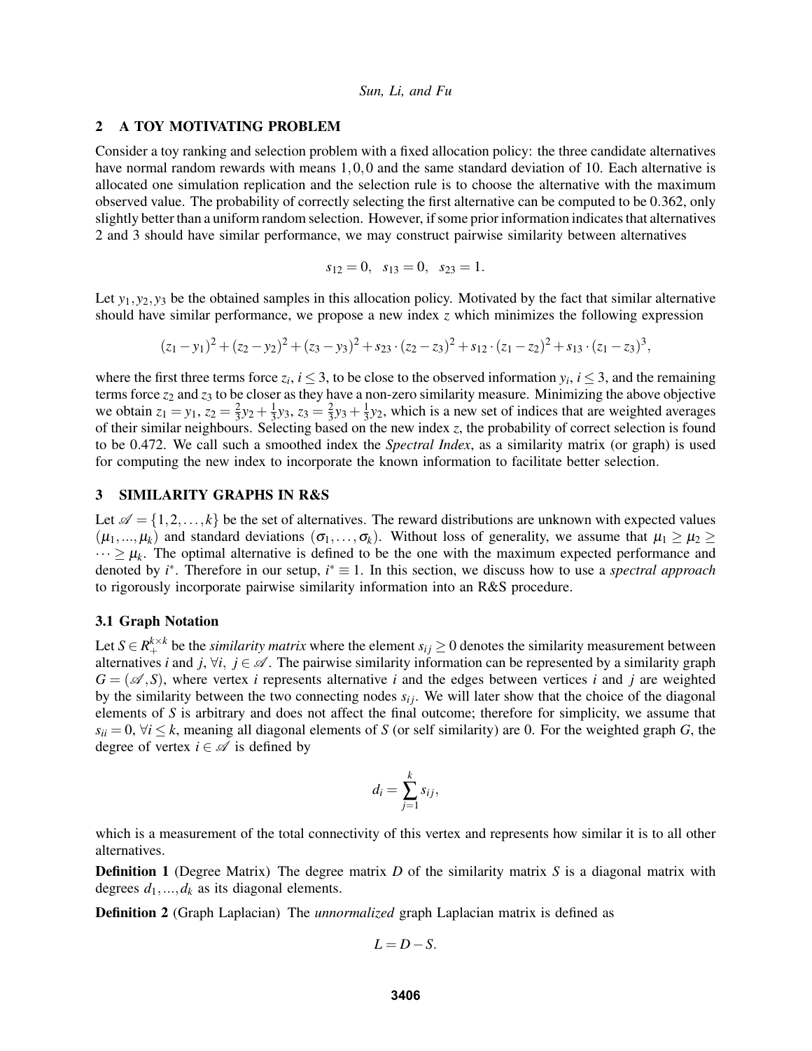## 2 A TOY MOTIVATING PROBLEM

Consider a toy ranking and selection problem with a fixed allocation policy: the three candidate alternatives have normal random rewards with means $1,0,0$ and the same standard deviation of 10. Each alternative is allocated one simulation replication and the selection rule is to choose the alternative with the maximum observed value. The probability of correctly selecting the first alternative can be computed to be 0.362, only slightly better than a uniform random selection. However, if some prior information indicates that alternatives 2 and 3 should have similar performance, we may construct pairwise similarity between alternatives

$$s_{12} = 0, \quad s_{13} = 0, \quad s_{23} = 1.$$

Let $y_1, y_2, y_3$ be the obtained samples in this allocation policy. Motivated by the fact that similar alternative should have similar performance, we propose a new index $z$ which minimizes the following expression

$$(z_1 - y_1)^2 + (z_2 - y_2)^2 + (z_3 - y_3)^2 + s_{23} \cdot (z_2 - z_3)^2 + s_{12} \cdot (z_1 - z_2)^2 + s_{13} \cdot (z_1 - z_3)^3,$$

where the first three terms force $z_i$, $i \leq 3$, to be close to the observed information $y_i$, $i \leq 3$, and the remaining terms force $z_2$ and $z_3$ to be closer as they have a non-zero similarity measure. Minimizing the above objective we obtain $z_1 = y_1$, $z_2 = \frac{2}{3}y_2 + \frac{1}{3}y_3$, $z_3 = \frac{2}{3}y_3 + \frac{1}{3}y_2$, which is a new set of indices that are weighted averages of their similar neighbours. Selecting based on the new index $z$, the probability of correct selection is found to be 0.472. We call such a smoothed index the *Spectral Index*, as a similarity matrix (or graph) is used for computing the new index to incorporate the known information to facilitate better selection.

## 3 SIMILARITY GRAPHS IN R&S

Let $\mathscr{A} = \{1, 2, \ldots, k\}$ be the set of alternatives. The reward distributions are unknown with expected values $(\mu_1, ..., \mu_k)$ and standard deviations $(\sigma_1, \ldots, \sigma_k)$. Without loss of generality, we assume that $\mu_1 \geq \mu_2 \geq \cdots \geq \mu_k$. The optimal alternative is defined to be the one with the maximum expected performance and denoted by $i^*$. Therefore in our setup, $i^* \equiv 1$. In this section, we discuss how to use a *spectral approach* to rigorously incorporate pairwise similarity information into an R&S procedure.

### 3.1 Graph Notation

Let $S \in R_+^{k \times k}$ be the *similarity matrix* where the element $s_{ij} \geq 0$ denotes the similarity measurement between alternatives $i$ and $j$, $\forall i,\ j \in \mathscr{A}$. The pairwise similarity information can be represented by a similarity graph $G = (\mathscr{A}, S)$, where vertex $i$ represents alternative $i$ and the edges between vertices $i$ and $j$ are weighted by the similarity between the two connecting nodes $s_{ij}$. We will later show that the choice of the diagonal elements of $S$ is arbitrary and does not affect the final outcome; therefore for simplicity, we assume that $s_{ii} = 0$, $\forall i \leq k$, meaning all diagonal elements of $S$ (or self similarity) are 0. For the weighted graph $G$, the degree of vertex $i \in \mathscr{A}$ is defined by

$$d_i = \sum_{j=1}^{k} s_{ij},$$

which is a measurement of the total connectivity of this vertex and represents how similar it is to all other alternatives.

**Definition 1** (Degree Matrix) The degree matrix $D$ of the similarity matrix $S$ is a diagonal matrix with degrees $d_1, ..., d_k$ as its diagonal elements.

**Definition 2** (Graph Laplacian) The *unnormalized* graph Laplacian matrix is defined as

$$L = D - S.$$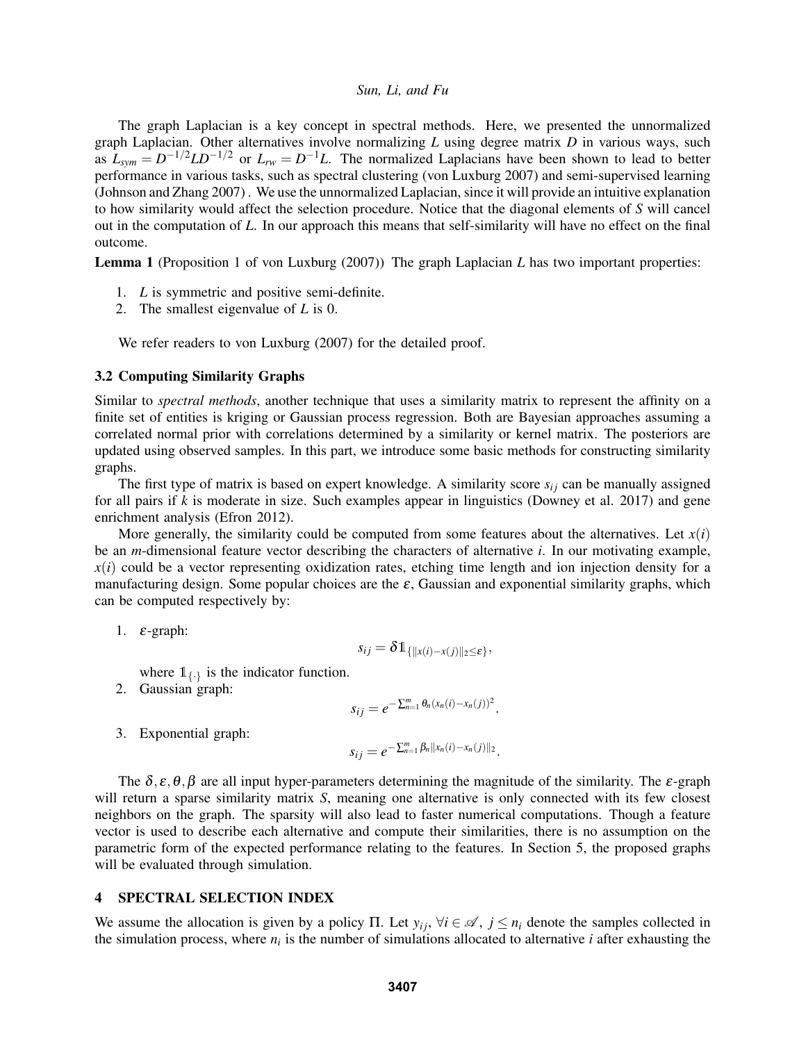The graph Laplacian is a key concept in spectral methods. Here, we presented the unnormalized graph Laplacian. Other alternatives involve normalizing $L$ using degree matrix $D$ in various ways, such as $L_{sym} = D^{-1/2}LD^{-1/2}$ or $L_{rw} = D^{-1}L$. The normalized Laplacians have been shown to lead to better performance in various tasks, such as spectral clustering (von Luxburg 2007) and semi-supervised learning (Johnson and Zhang 2007) . We use the unnormalized Laplacian, since it will provide an intuitive explanation to how similarity would affect the selection procedure. Notice that the diagonal elements of $S$ will cancel out in the computation of $L$. In our approach this means that self-similarity will have no effect on the final outcome.

**Lemma 1** (Proposition 1 of von Luxburg (2007)) The graph Laplacian $L$ has two important properties:

1. $L$ is symmetric and positive semi-definite.
2. The smallest eigenvalue of $L$ is 0.

We refer readers to von Luxburg (2007) for the detailed proof.

### 3.2 Computing Similarity Graphs

Similar to *spectral methods*, another technique that uses a similarity matrix to represent the affinity on a finite set of entities is kriging or Gaussian process regression. Both are Bayesian approaches assuming a correlated normal prior with correlations determined by a similarity or kernel matrix. The posteriors are updated using observed samples. In this part, we introduce some basic methods for constructing similarity graphs.

The first type of matrix is based on expert knowledge. A similarity score $s_{ij}$ can be manually assigned for all pairs if $k$ is moderate in size. Such examples appear in linguistics (Downey et al. 2017) and gene enrichment analysis (Efron 2012).

More generally, the similarity could be computed from some features about the alternatives. Let $x(i)$ be an $m$-dimensional feature vector describing the characters of alternative $i$. In our motivating example, $x(i)$ could be a vector representing oxidization rates, etching time length and ion injection density for a manufacturing design. Some popular choices are the $\varepsilon$, Gaussian and exponential similarity graphs, which can be computed respectively by:

1. $\varepsilon$-graph:
$$s_{ij} = \delta \mathbb{1}_{\{\|x(i)-x(j)\|_2 \leq \varepsilon\}},$$
where $\mathbb{1}_{\{\cdot\}}$ is the indicator function.
2. Gaussian graph:
$$s_{ij} = e^{-\sum_{n=1}^{m} \theta_n (x_n(i)-x_n(j))^2}.$$
3. Exponential graph:
$$s_{ij} = e^{-\sum_{n=1}^{m} \beta_n \|x_n(i)-x_n(j)\|_2}.$$

The $\delta, \varepsilon, \theta, \beta$ are all input hyper-parameters determining the magnitude of the similarity. The $\varepsilon$-graph will return a sparse similarity matrix $S$, meaning one alternative is only connected with its few closest neighbors on the graph. The sparsity will also lead to faster numerical computations. Though a feature vector is used to describe each alternative and compute their similarities, there is no assumption on the parametric form of the expected performance relating to the features. In Section 5, the proposed graphs will be evaluated through simulation.

## 4 SPECTRAL SELECTION INDEX

We assume the allocation is given by a policy $\Pi$. Let $y_{ij}$, $\forall i \in \mathscr{A}$, $j \leq n_i$ denote the samples collected in the simulation process, where $n_i$ is the number of simulations allocated to alternative $i$ after exhausting the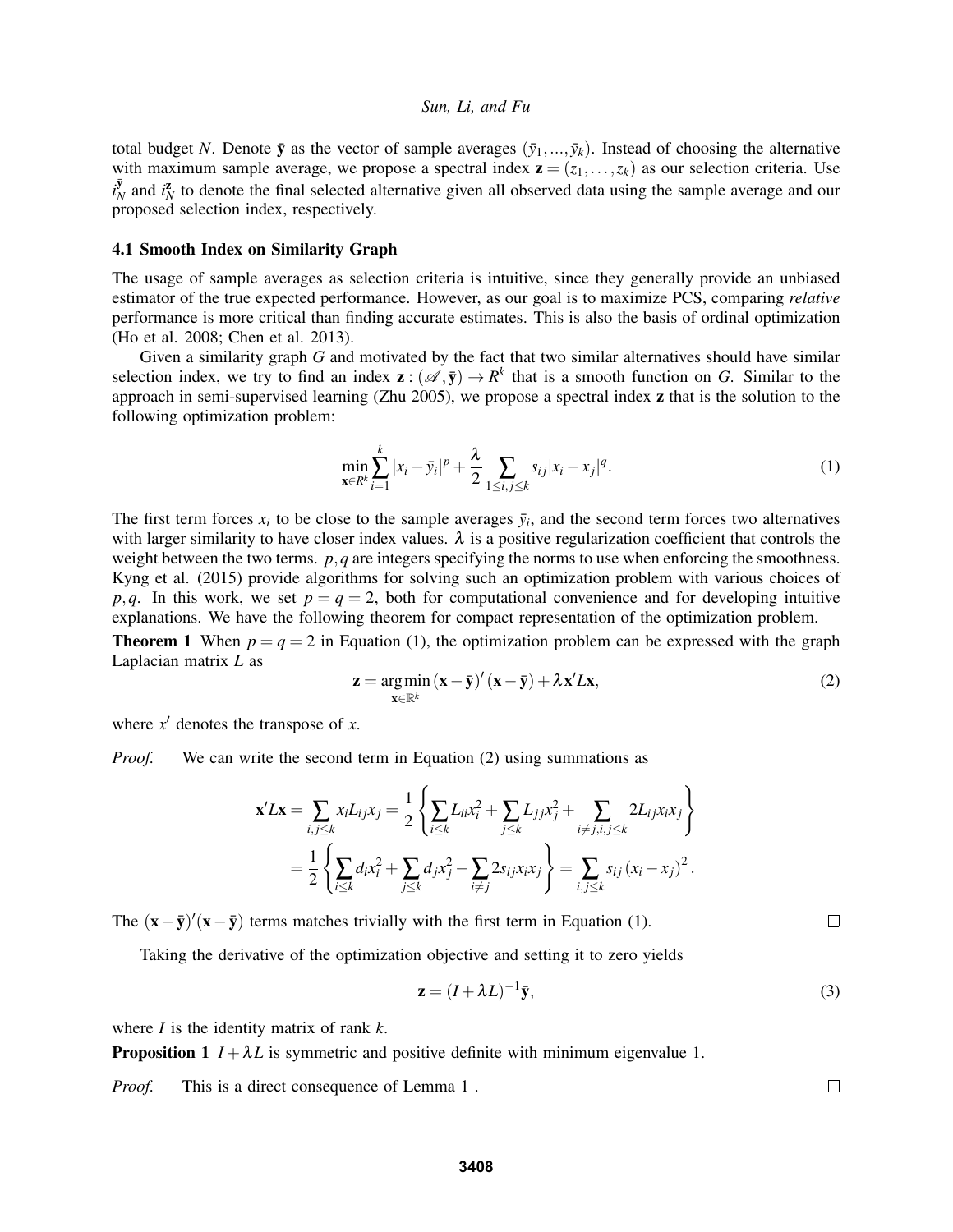total budget $N$. Denote $\bar{\mathbf{y}}$ as the vector of sample averages $(\bar{y}_1, ..., \bar{y}_k)$. Instead of choosing the alternative with maximum sample average, we propose a spectral index $\mathbf{z} = (z_1, \dots, z_k)$ as our selection criteria. Use $i_N^{\bar{\mathbf{y}}}$ and $i_N^{\mathbf{z}}$ to denote the final selected alternative given all observed data using the sample average and our proposed selection index, respectively.

### 4.1 Smooth Index on Similarity Graph

The usage of sample averages as selection criteria is intuitive, since they generally provide an unbiased estimator of the true expected performance. However, as our goal is to maximize PCS, comparing *relative* performance is more critical than finding accurate estimates. This is also the basis of ordinal optimization (Ho et al. 2008; Chen et al. 2013).

Given a similarity graph $G$ and motivated by the fact that two similar alternatives should have similar selection index, we try to find an index $\mathbf{z} : (\mathscr{A}, \bar{\mathbf{y}}) \rightarrow R^k$ that is a smooth function on $G$. Similar to the approach in semi-supervised learning (Zhu 2005), we propose a spectral index $\mathbf{z}$ that is the solution to the following optimization problem:

$$\min_{\mathbf{x} \in R^k} \sum_{i=1}^{k} |x_i - \bar{y}_i|^p + \frac{\lambda}{2} \sum_{1 \le i,j \le k} s_{ij} |x_i - x_j|^q. \tag{1}$$

The first term forces $x_i$ to be close to the sample averages $\bar{y}_i$, and the second term forces two alternatives with larger similarity to have closer index values. $\lambda$ is a positive regularization coefficient that controls the weight between the two terms. $p, q$ are integers specifying the norms to use when enforcing the smoothness. Kyng et al. (2015) provide algorithms for solving such an optimization problem with various choices of $p, q$. In this work, we set $p = q = 2$, both for computational convenience and for developing intuitive explanations. We have the following theorem for compact representation of the optimization problem.

**Theorem 1** When $p = q = 2$ in Equation (1), the optimization problem can be expressed with the graph Laplacian matrix $L$ as

$$\mathbf{z} = \underset{\mathbf{x} \in \mathbb{R}^k}{\arg\min} \, (\mathbf{x} - \bar{\mathbf{y}})' (\mathbf{x} - \bar{\mathbf{y}}) + \lambda \mathbf{x}' L \mathbf{x}, \tag{2}$$

where $x'$ denotes the transpose of $x$.

*Proof.* We can write the second term in Equation (2) using summations as

$$\begin{aligned}
\mathbf{x}' L \mathbf{x} = \sum_{i,j \le k} x_i L_{ij} x_j &= \frac{1}{2} \left\{ \sum_{i \le k} L_{ii} x_i^2 + \sum_{j \le k} L_{jj} x_j^2 + \sum_{i \ne j, i,j \le k} 2 L_{ij} x_i x_j \right\} \\
&= \frac{1}{2} \left\{ \sum_{i \le k} d_i x_i^2 + \sum_{j \le k} d_j x_j^2 - \sum_{i \ne j} 2 s_{ij} x_i x_j \right\} = \sum_{i,j \le k} s_{ij} (x_i - x_j)^2.
\end{aligned}$$

The $(\mathbf{x} - \bar{\mathbf{y}})'(\mathbf{x} - \bar{\mathbf{y}})$ terms matches trivially with the first term in Equation (1). □

Taking the derivative of the optimization objective and setting it to zero yields

$$\mathbf{z} = (I + \lambda L)^{-1} \bar{\mathbf{y}}, \tag{3}$$

where $I$ is the identity matrix of rank $k$.

**Proposition 1** $I + \lambda L$ is symmetric and positive definite with minimum eigenvalue 1.

*Proof.* This is a direct consequence of Lemma 1 . □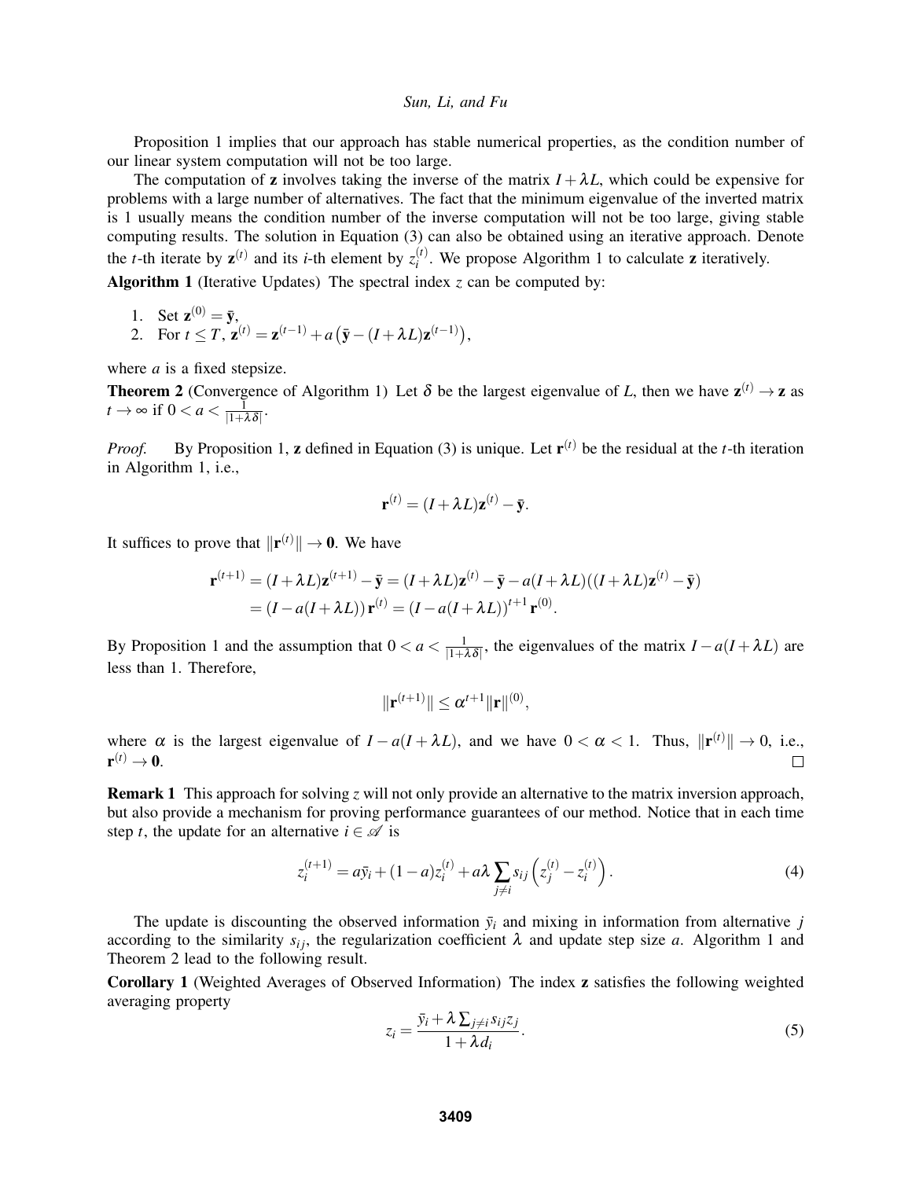Proposition 1 implies that our approach has stable numerical properties, as the condition number of our linear system computation will not be too large.

The computation of $\mathbf{z}$ involves taking the inverse of the matrix $I + \lambda L$, which could be expensive for problems with a large number of alternatives. The fact that the minimum eigenvalue of the inverted matrix is 1 usually means the condition number of the inverse computation will not be too large, giving stable computing results. The solution in Equation (3) can also be obtained using an iterative approach. Denote the $t$-th iterate by $\mathbf{z}^{(t)}$ and its $i$-th element by $z_i^{(t)}$. We propose Algorithm 1 to calculate $\mathbf{z}$ iteratively.

**Algorithm 1** (Iterative Updates) The spectral index $z$ can be computed by:

1. Set $\mathbf{z}^{(0)} = \bar{\mathbf{y}}$,
2. For $t \leq T$, $\mathbf{z}^{(t)} = \mathbf{z}^{(t-1)} + a\left(\bar{\mathbf{y}} - (I + \lambda L)\mathbf{z}^{(t-1)}\right)$,

where $a$ is a fixed stepsize.

**Theorem 2** (Convergence of Algorithm 1) Let $\delta$ be the largest eigenvalue of $L$, then we have $\mathbf{z}^{(t)} \to \mathbf{z}$ as $t \to \infty$ if $0 < a < \frac{1}{|1+\lambda\delta|}$.

*Proof.* By Proposition 1, $\mathbf{z}$ defined in Equation (3) is unique. Let $\mathbf{r}^{(t)}$ be the residual at the $t$-th iteration in Algorithm 1, i.e.,

$$\mathbf{r}^{(t)} = (I + \lambda L)\mathbf{z}^{(t)} - \bar{\mathbf{y}}.$$

It suffices to prove that $\|\mathbf{r}^{(t)}\| \to \mathbf{0}$. We have

$$\begin{aligned}\mathbf{r}^{(t+1)} &= (I + \lambda L)\mathbf{z}^{(t+1)} - \bar{\mathbf{y}} = (I + \lambda L)\mathbf{z}^{(t)} - \bar{\mathbf{y}} - a(I + \lambda L)((I + \lambda L)\mathbf{z}^{(t)} - \bar{\mathbf{y}}) \\ &= (I - a(I + \lambda L))\,\mathbf{r}^{(t)} = (I - a(I + \lambda L))^{t+1}\,\mathbf{r}^{(0)}.\end{aligned}$$

By Proposition 1 and the assumption that $0 < a < \frac{1}{|1+\lambda\delta|}$, the eigenvalues of the matrix $I - a(I + \lambda L)$ are less than 1. Therefore,

$$\|\mathbf{r}^{(t+1)}\| \leq \alpha^{t+1}\|\mathbf{r}\|^{(0)},$$

where $\alpha$ is the largest eigenvalue of $I - a(I + \lambda L)$, and we have $0 < \alpha < 1$. Thus, $\|\mathbf{r}^{(t)}\| \to 0$, i.e., $\mathbf{r}^{(t)} \to \mathbf{0}$. □

**Remark 1** This approach for solving $z$ will not only provide an alternative to the matrix inversion approach, but also provide a mechanism for proving performance guarantees of our method. Notice that in each time step $t$, the update for an alternative $i \in \mathscr{A}$ is

$$z_i^{(t+1)} = a\bar{y}_i + (1-a)z_i^{(t)} + a\lambda \sum_{j \neq i} s_{ij}\left(z_j^{(t)} - z_i^{(t)}\right). \tag{4}$$

The update is discounting the observed information $\bar{y}_i$ and mixing in information from alternative $j$ according to the similarity $s_{ij}$, the regularization coefficient $\lambda$ and update step size $a$. Algorithm 1 and Theorem 2 lead to the following result.

**Corollary 1** (Weighted Averages of Observed Information) The index $\mathbf{z}$ satisfies the following weighted averaging property

$$z_i = \frac{\bar{y}_i + \lambda \sum_{j \neq i} s_{ij} z_j}{1 + \lambda d_i}. \tag{5}$$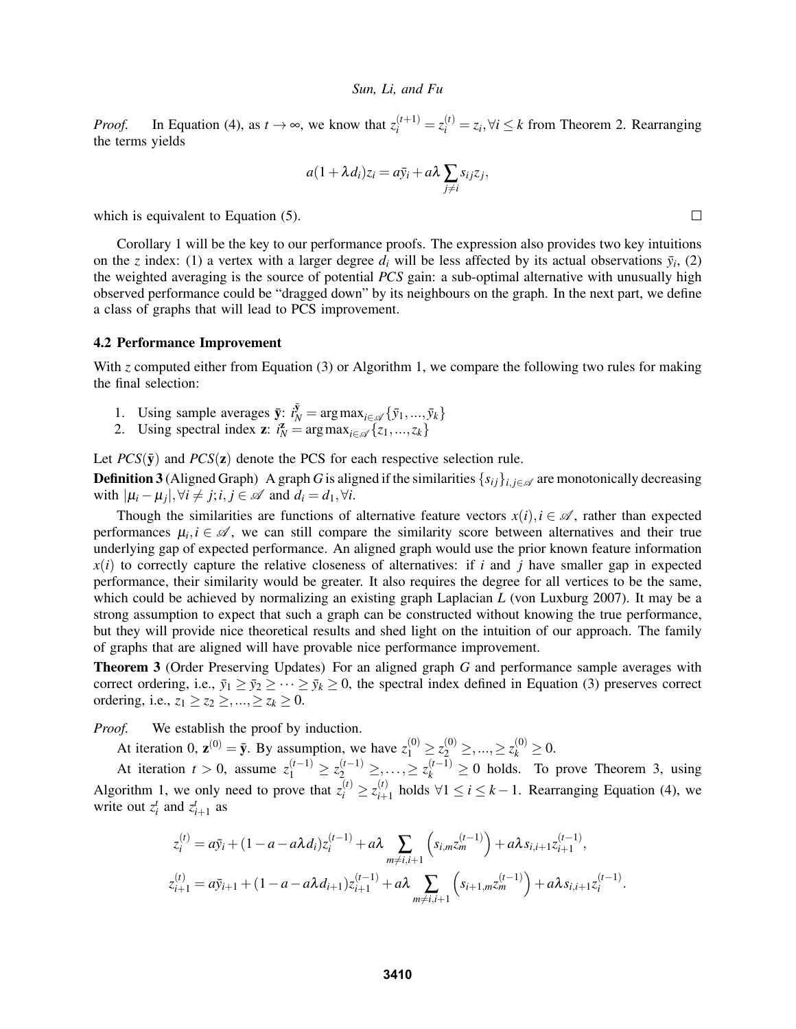*Proof.* In Equation (4), as $t \to \infty$, we know that $z_i^{(t+1)} = z_i^{(t)} = z_i, \forall i \leq k$ from Theorem 2. Rearranging the terms yields

$$a(1+\lambda d_i)z_i = a\bar{y}_i + a\lambda \sum_{j \neq i} s_{ij} z_j,$$

which is equivalent to Equation (5). □

Corollary 1 will be the key to our performance proofs. The expression also provides two key intuitions on the $z$ index: (1) a vertex with a larger degree $d_i$ will be less affected by its actual observations $\bar{y}_i$, (2) the weighted averaging is the source of potential *PCS* gain: a sub-optimal alternative with unusually high observed performance could be "dragged down" by its neighbours on the graph. In the next part, we define a class of graphs that will lead to PCS improvement.

### 4.2 Performance Improvement

With $z$ computed either from Equation (3) or Algorithm 1, we compare the following two rules for making the final selection:

1. Using sample averages $\bar{\mathbf{y}}$: $i_N^{\bar{\mathbf{y}}} = \arg\max_{i \in \mathscr{A}} \{\bar{y}_1, ..., \bar{y}_k\}$
2. Using spectral index $\mathbf{z}$: $i_N^{\mathbf{z}} = \arg\max_{i \in \mathscr{A}} \{z_1, ..., z_k\}$

Let $PCS(\bar{\mathbf{y}})$ and $PCS(\mathbf{z})$ denote the PCS for each respective selection rule.

**Definition 3** (Aligned Graph) A graph $G$ is aligned if the similarities $\{s_{ij}\}_{i,j \in \mathscr{A}}$ are monotonically decreasing with $|\mu_i - \mu_j|, \forall i \neq j; i, j \in \mathscr{A}$ and $d_i = d_1, \forall i$.

Though the similarities are functions of alternative feature vectors $x(i), i \in \mathscr{A}$, rather than expected performances $\mu_i, i \in \mathscr{A}$, we can still compare the similarity score between alternatives and their true underlying gap of expected performance. An aligned graph would use the prior known feature information $x(i)$ to correctly capture the relative closeness of alternatives: if $i$ and $j$ have smaller gap in expected performance, their similarity would be greater. It also requires the degree for all vertices to be the same, which could be achieved by normalizing an existing graph Laplacian $L$ (von Luxburg 2007). It may be a strong assumption to expect that such a graph can be constructed without knowing the true performance, but they will provide nice theoretical results and shed light on the intuition of our approach. The family of graphs that are aligned will have provable nice performance improvement.

**Theorem 3** (Order Preserving Updates) For an aligned graph $G$ and performance sample averages with correct ordering, i.e., $\bar{y}_1 \geq \bar{y}_2 \geq \cdots \geq \bar{y}_k \geq 0$, the spectral index defined in Equation (3) preserves correct ordering, i.e., $z_1 \geq z_2 \geq, ..., \geq z_k \geq 0$.

*Proof.* We establish the proof by induction.

At iteration 0, $\mathbf{z}^{(0)} = \bar{\mathbf{y}}$. By assumption, we have $z_1^{(0)} \geq z_2^{(0)} \geq, ..., \geq z_k^{(0)} \geq 0$.

At iteration $t > 0$, assume $z_1^{(t-1)} \geq z_2^{(t-1)} \geq, \ldots, \geq z_k^{(t-1)} \geq 0$ holds. To prove Theorem 3, using Algorithm 1, we only need to prove that $z_i^{(t)} \geq z_{i+1}^{(t)}$ holds $\forall 1 \leq i \leq k-1$. Rearranging Equation (4), we write out $z_i^t$ and $z_{i+1}^t$ as

$$z_i^{(t)} = a\bar{y}_i + (1 - a - a\lambda d_i) z_i^{(t-1)} + a\lambda \sum_{m \neq i, i+1} \left( s_{i,m} z_m^{(t-1)} \right) + a\lambda s_{i,i+1} z_{i+1}^{(t-1)},$$

$$z_{i+1}^{(t)} = a\bar{y}_{i+1} + (1 - a - a\lambda d_{i+1}) z_{i+1}^{(t-1)} + a\lambda \sum_{m \neq i, i+1} \left( s_{i+1,m} z_m^{(t-1)} \right) + a\lambda s_{i,i+1} z_i^{(t-1)}.$$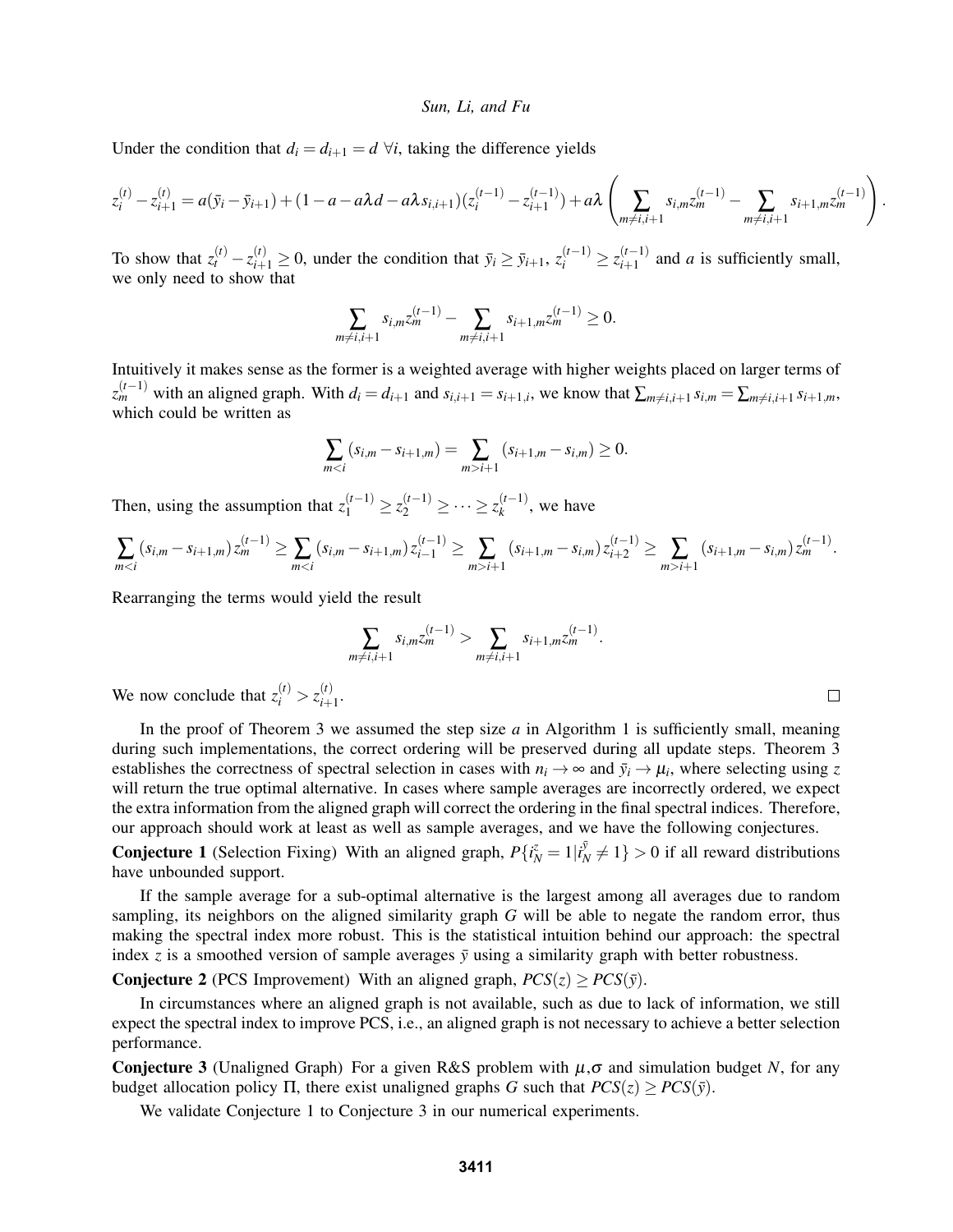Under the condition that $d_i = d_{i+1} = d \ \forall i$, taking the difference yields

$$z_i^{(t)} - z_{i+1}^{(t)} = a(\bar{y}_i - \bar{y}_{i+1}) + (1 - a - a\lambda d - a\lambda s_{i,i+1})(z_i^{(t-1)} - z_{i+1}^{(t-1)}) + a\lambda \left( \sum_{m \neq i,i+1} s_{i,m} z_m^{(t-1)} - \sum_{m \neq i,i+1} s_{i+1,m} z_m^{(t-1)} \right).$$

To show that $z_t^{(t)} - z_{i+1}^{(t)} \geq 0$, under the condition that $\bar{y}_i \geq \bar{y}_{i+1}$, $z_i^{(t-1)} \geq z_{i+1}^{(t-1)}$ and $a$ is sufficiently small, we only need to show that

$$\sum_{m \neq i,i+1} s_{i,m} z_m^{(t-1)} - \sum_{m \neq i,i+1} s_{i+1,m} z_m^{(t-1)} \geq 0.$$

Intuitively it makes sense as the former is a weighted average with higher weights placed on larger terms of $z_m^{(t-1)}$ with an aligned graph. With $d_i = d_{i+1}$ and $s_{i,i+1} = s_{i+1,i}$, we know that $\sum_{m \neq i,i+1} s_{i,m} = \sum_{m \neq i,i+1} s_{i+1,m}$, which could be written as

$$\sum_{m<i} (s_{i,m} - s_{i+1,m}) = \sum_{m>i+1} (s_{i+1,m} - s_{i,m}) \geq 0.$$

Then, using the assumption that $z_1^{(t-1)} \geq z_2^{(t-1)} \geq \cdots \geq z_k^{(t-1)}$, we have

$$\sum_{m<i} (s_{i,m} - s_{i+1,m}) z_m^{(t-1)} \geq \sum_{m<i} (s_{i,m} - s_{i+1,m}) z_{i-1}^{(t-1)} \geq \sum_{m>i+1} (s_{i+1,m} - s_{i,m}) z_{i+2}^{(t-1)} \geq \sum_{m>i+1} (s_{i+1,m} - s_{i,m}) z_m^{(t-1)}.$$

Rearranging the terms would yield the result

$$\sum_{m \neq i,i+1} s_{i,m} z_m^{(t-1)} > \sum_{m \neq i,i+1} s_{i+1,m} z_m^{(t-1)}.$$

We now conclude that $z_i^{(t)} > z_{i+1}^{(t)}$. □

In the proof of Theorem 3 we assumed the step size $a$ in Algorithm 1 is sufficiently small, meaning during such implementations, the correct ordering will be preserved during all update steps. Theorem 3 establishes the correctness of spectral selection in cases with $n_i \to \infty$ and $\bar{y}_i \to \mu_i$, where selecting using $z$ will return the true optimal alternative. In cases where sample averages are incorrectly ordered, we expect the extra information from the aligned graph will correct the ordering in the final spectral indices. Therefore, our approach should work at least as well as sample averages, and we have the following conjectures.

**Conjecture 1** (Selection Fixing) With an aligned graph, $P\{i_N^z = 1 | i_N^{\bar{y}} \neq 1\} > 0$ if all reward distributions have unbounded support.

If the sample average for a sub-optimal alternative is the largest among all averages due to random sampling, its neighbors on the aligned similarity graph $G$ will be able to negate the random error, thus making the spectral index more robust. This is the statistical intuition behind our approach: the spectral index $z$ is a smoothed version of sample averages $\bar{y}$ using a similarity graph with better robustness.

**Conjecture 2** (PCS Improvement) With an aligned graph, $PCS(z) \geq PCS(\bar{y})$.

In circumstances where an aligned graph is not available, such as due to lack of information, we still expect the spectral index to improve PCS, i.e., an aligned graph is not necessary to achieve a better selection performance.

**Conjecture 3** (Unaligned Graph) For a given R&S problem with $\mu, \sigma$ and simulation budget $N$, for any budget allocation policy $\Pi$, there exist unaligned graphs $G$ such that $PCS(z) \geq PCS(\bar{y})$.

We validate Conjecture 1 to Conjecture 3 in our numerical experiments.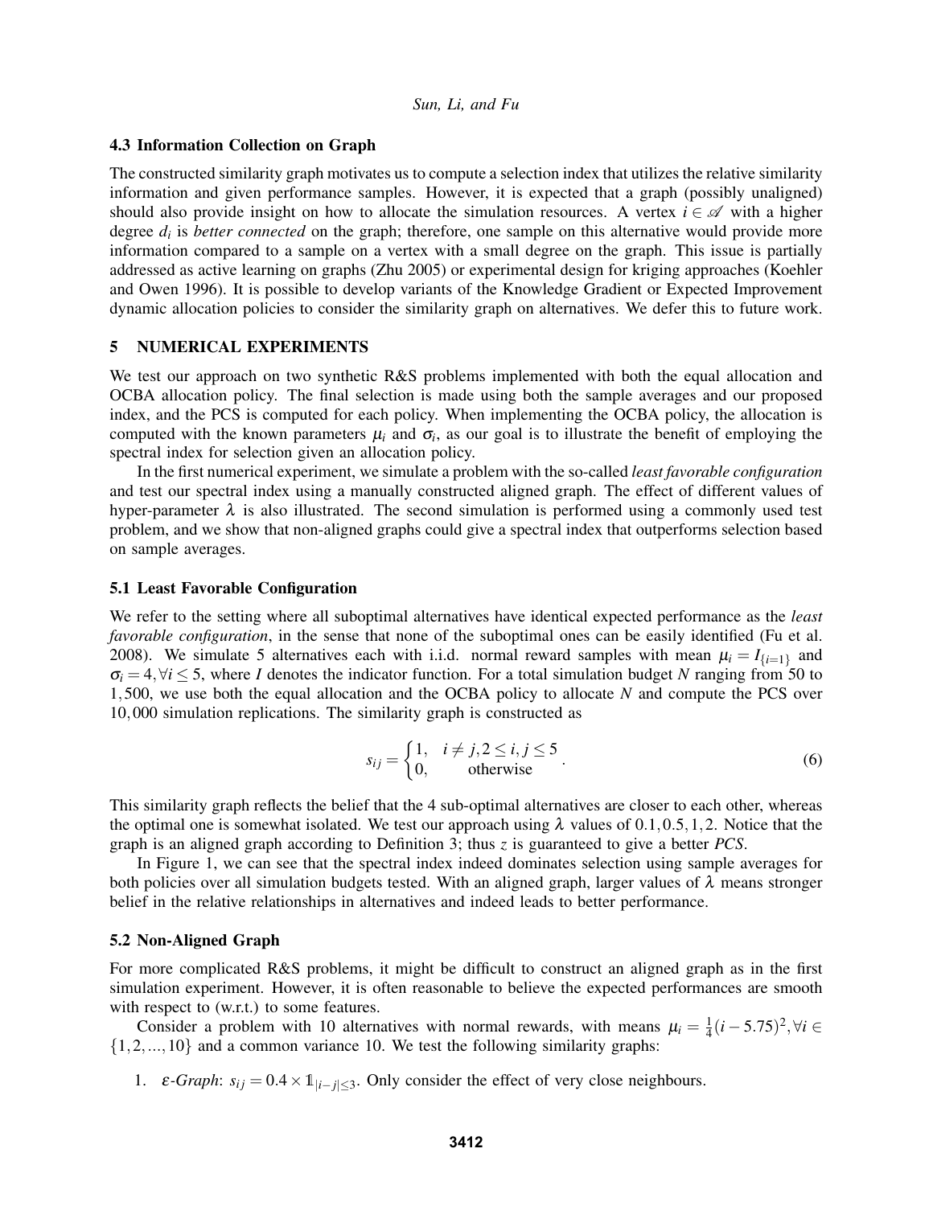### 4.3 Information Collection on Graph

The constructed similarity graph motivates us to compute a selection index that utilizes the relative similarity information and given performance samples. However, it is expected that a graph (possibly unaligned) should also provide insight on how to allocate the simulation resources. A vertex $i \in \mathscr{A}$ with a higher degree $d_i$ is *better connected* on the graph; therefore, one sample on this alternative would provide more information compared to a sample on a vertex with a small degree on the graph. This issue is partially addressed as active learning on graphs (Zhu 2005) or experimental design for kriging approaches (Koehler and Owen 1996). It is possible to develop variants of the Knowledge Gradient or Expected Improvement dynamic allocation policies to consider the similarity graph on alternatives. We defer this to future work.

## 5 NUMERICAL EXPERIMENTS

We test our approach on two synthetic R&S problems implemented with both the equal allocation and OCBA allocation policy. The final selection is made using both the sample averages and our proposed index, and the PCS is computed for each policy. When implementing the OCBA policy, the allocation is computed with the known parameters $\mu_i$ and $\sigma_i$, as our goal is to illustrate the benefit of employing the spectral index for selection given an allocation policy.

In the first numerical experiment, we simulate a problem with the so-called *least favorable configuration* and test our spectral index using a manually constructed aligned graph. The effect of different values of hyper-parameter $\lambda$ is also illustrated. The second simulation is performed using a commonly used test problem, and we show that non-aligned graphs could give a spectral index that outperforms selection based on sample averages.

### 5.1 Least Favorable Configuration

We refer to the setting where all suboptimal alternatives have identical expected performance as the *least favorable configuration*, in the sense that none of the suboptimal ones can be easily identified (Fu et al. 2008). We simulate 5 alternatives each with i.i.d. normal reward samples with mean $\mu_i = I_{\{i=1\}}$ and $\sigma_i = 4, \forall i \leq 5$, where $I$ denotes the indicator function. For a total simulation budget $N$ ranging from 50 to 1,500, we use both the equal allocation and the OCBA policy to allocate $N$ and compute the PCS over 10,000 simulation replications. The similarity graph is constructed as

$$s_{ij} = \begin{cases} 1, & i \neq j, 2 \leq i, j \leq 5 \\ 0, & \text{otherwise} \end{cases}. \tag{6}$$

This similarity graph reflects the belief that the 4 sub-optimal alternatives are closer to each other, whereas the optimal one is somewhat isolated. We test our approach using $\lambda$ values of $0.1, 0.5, 1, 2$. Notice that the graph is an aligned graph according to Definition 3; thus $z$ is guaranteed to give a better *PCS*.

In Figure 1, we can see that the spectral index indeed dominates selection using sample averages for both policies over all simulation budgets tested. With an aligned graph, larger values of $\lambda$ means stronger belief in the relative relationships in alternatives and indeed leads to better performance.

### 5.2 Non-Aligned Graph

For more complicated R&S problems, it might be difficult to construct an aligned graph as in the first simulation experiment. However, it is often reasonable to believe the expected performances are smooth with respect to (w.r.t.) to some features.

Consider a problem with 10 alternatives with normal rewards, with means $\mu_i = \frac{1}{4}(i - 5.75)^2, \forall i \in \{1, 2, ..., 10\}$ and a common variance 10. We test the following similarity graphs:

1. *$\varepsilon$-Graph*: $s_{ij} = 0.4 \times \mathbb{1}_{|i-j| \leq 3}$. Only consider the effect of very close neighbours.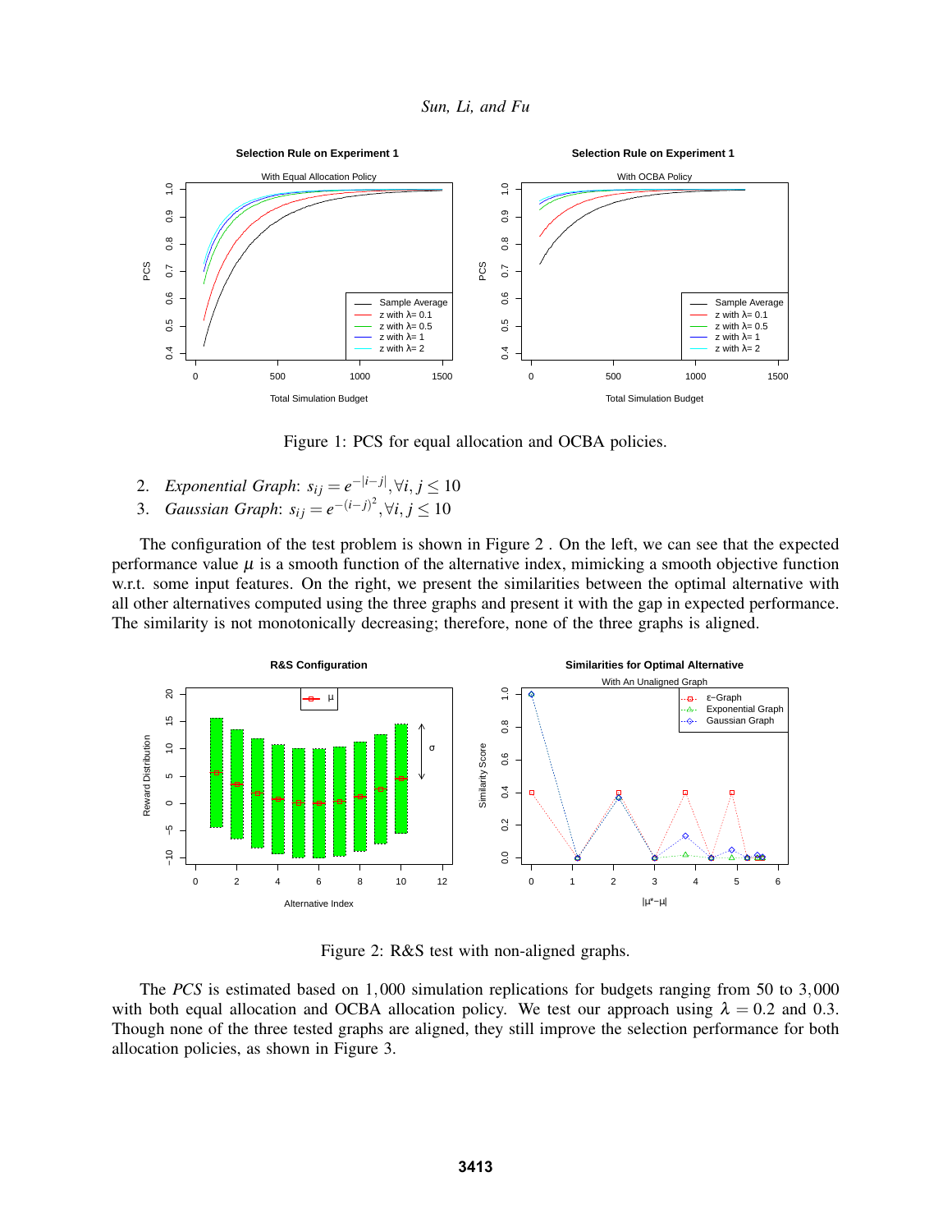Figure 1: PCS for equal allocation and OCBA policies.

2. *Exponential Graph*: $s_{ij} = e^{-|i-j|}, \forall i, j \leq 10$
3. *Gaussian Graph*: $s_{ij} = e^{-(i-j)^2}, \forall i, j \leq 10$

The configuration of the test problem is shown in Figure 2 . On the left, we can see that the expected performance value $\mu$ is a smooth function of the alternative index, mimicking a smooth objective function w.r.t. some input features. On the right, we present the similarities between the optimal alternative with all other alternatives computed using the three graphs and present it with the gap in expected performance. The similarity is not monotonically decreasing; therefore, none of the three graphs is aligned.

Figure 2: R&S test with non-aligned graphs.

The *PCS* is estimated based on 1,000 simulation replications for budgets ranging from 50 to 3,000 with both equal allocation and OCBA allocation policy. We test our approach using $\lambda = 0.2$ and 0.3. Though none of the three tested graphs are aligned, they still improve the selection performance for both allocation policies, as shown in Figure 3.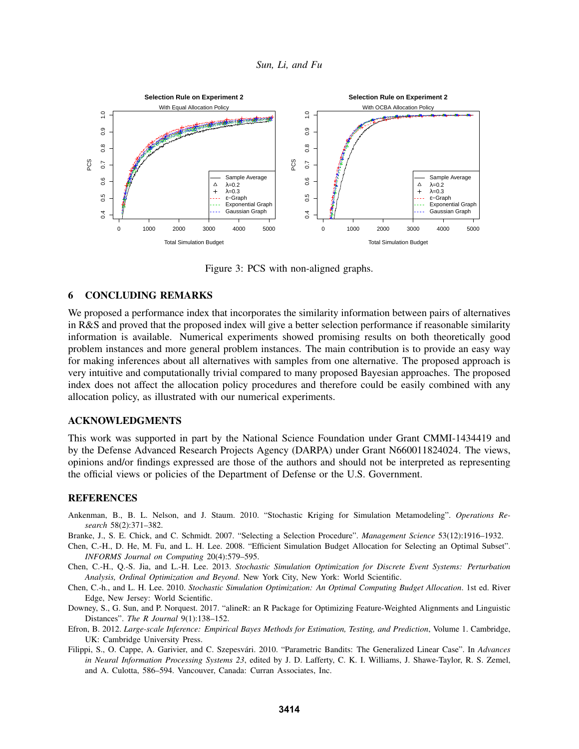Selection Rule on Experiment 2

With Equal Allocation Policy

PCS

0.4 0.5 0.6 0.7 0.8 0.9 1.0

0 1000 2000 3000 4000 5000

Total Simulation Budget

Sample Average
λ=0.2
λ=0.3
ε−Graph
Exponential Graph
Gaussian Graph

Selection Rule on Experiment 2

With OCBA Allocation Policy

PCS

0.4 0.5 0.6 0.7 0.8 0.9 1.0

0 1000 2000 3000 4000 5000

Total Simulation Budget

Sample Average
λ=0.2
λ=0.3
ε−Graph
Exponential Graph
Gaussian Graph

Figure 3: PCS with non-aligned graphs.

## 6 CONCLUDING REMARKS

We proposed a performance index that incorporates the similarity information between pairs of alternatives in R&S and proved that the proposed index will give a better selection performance if reasonable similarity information is available. Numerical experiments showed promising results on both theoretically good problem instances and more general problem instances. The main contribution is to provide an easy way for making inferences about all alternatives with samples from one alternative. The proposed approach is very intuitive and computationally trivial compared to many proposed Bayesian approaches. The proposed index does not affect the allocation policy procedures and therefore could be easily combined with any allocation policy, as illustrated with our numerical experiments.

## ACKNOWLEDGMENTS

This work was supported in part by the National Science Foundation under Grant CMMI-1434419 and by the Defense Advanced Research Projects Agency (DARPA) under Grant N660011824024. The views, opinions and/or findings expressed are those of the authors and should not be interpreted as representing the official views or policies of the Department of Defense or the U.S. Government.

## REFERENCES

Ankenman, B., B. L. Nelson, and J. Staum. 2010. "Stochastic Kriging for Simulation Metamodeling". *Operations Research* 58(2):371–382.

Branke, J., S. E. Chick, and C. Schmidt. 2007. "Selecting a Selection Procedure". *Management Science* 53(12):1916–1932.

Chen, C.-H., D. He, M. Fu, and L. H. Lee. 2008. "Efficient Simulation Budget Allocation for Selecting an Optimal Subset". *INFORMS Journal on Computing* 20(4):579–595.

Chen, C.-H., Q.-S. Jia, and L.-H. Lee. 2013. *Stochastic Simulation Optimization for Discrete Event Systems: Perturbation Analysis, Ordinal Optimization and Beyond*. New York City, New York: World Scientific.

Chen, C.-h., and L. H. Lee. 2010. *Stochastic Simulation Optimization: An Optimal Computing Budget Allocation*. 1st ed. River Edge, New Jersey: World Scientific.

Downey, S., G. Sun, and P. Norquest. 2017. "alineR: an R Package for Optimizing Feature-Weighted Alignments and Linguistic Distances". *The R Journal* 9(1):138–152.

Efron, B. 2012. *Large-scale Inference: Empirical Bayes Methods for Estimation, Testing, and Prediction*, Volume 1. Cambridge, UK: Cambridge University Press.

Filippi, S., O. Cappe, A. Garivier, and C. Szepesvári. 2010. "Parametric Bandits: The Generalized Linear Case". In *Advances in Neural Information Processing Systems 23*, edited by J. D. Lafferty, C. K. I. Williams, J. Shawe-Taylor, R. S. Zemel, and A. Culotta, 586–594. Vancouver, Canada: Curran Associates, Inc.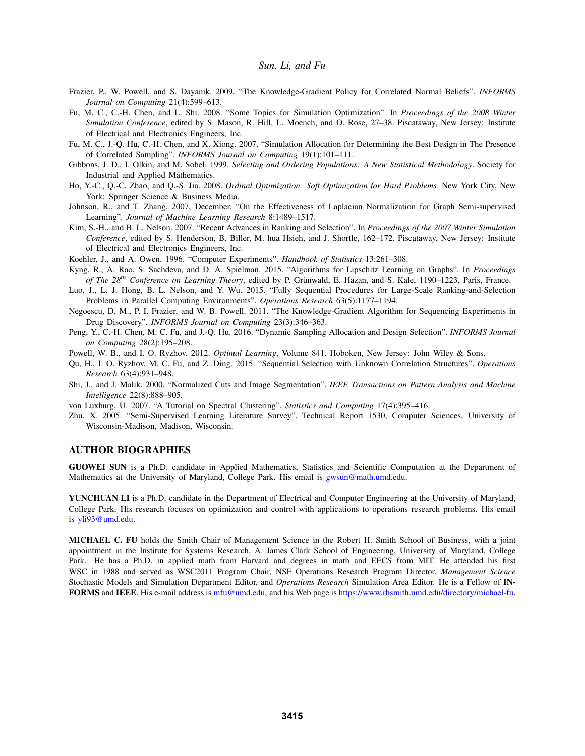Frazier, P., W. Powell, and S. Dayanik. 2009. "The Knowledge-Gradient Policy for Correlated Normal Beliefs". *INFORMS Journal on Computing* 21(4):599–613.

Fu, M. C., C.-H. Chen, and L. Shi. 2008. "Some Topics for Simulation Optimization". In *Proceedings of the 2008 Winter Simulation Conference*, edited by S. Mason, R. Hill, L. Moench, and O. Rose, 27–38. Piscataway, New Jersey: Institute of Electrical and Electronics Engineers, Inc.

Fu, M. C., J.-Q. Hu, C.-H. Chen, and X. Xiong. 2007. "Simulation Allocation for Determining the Best Design in The Presence of Correlated Sampling". *INFORMS Journal on Computing* 19(1):101–111.

Gibbons, J. D., I. Olkin, and M. Sobel. 1999. *Selecting and Ordering Populations: A New Statistical Methodology*. Society for Industrial and Applied Mathematics.

Ho, Y.-C., Q.-C. Zhao, and Q.-S. Jia. 2008. *Ordinal Optimization: Soft Optimization for Hard Problems*. New York City, New York: Springer Science & Business Media.

Johnson, R., and T. Zhang. 2007, December. "On the Effectiveness of Laplacian Normalization for Graph Semi-supervised Learning". *Journal of Machine Learning Research* 8:1489–1517.

Kim, S.-H., and B. L. Nelson. 2007. "Recent Advances in Ranking and Selection". In *Proceedings of the 2007 Winter Simulation Conference*, edited by S. Henderson, B. Biller, M. hua Hsieh, and J. Shortle, 162–172. Piscataway, New Jersey: Institute of Electrical and Electronics Engineers, Inc.

Koehler, J., and A. Owen. 1996. "Computer Experiments". *Handbook of Statistics* 13:261–308.

Kyng, R., A. Rao, S. Sachdeva, and D. A. Spielman. 2015. "Algorithms for Lipschitz Learning on Graphs". In *Proceedings of The 28th Conference on Learning Theory*, edited by P. Grünwald, E. Hazan, and S. Kale, 1190–1223. Paris, France.

Luo, J., L. J. Hong, B. L. Nelson, and Y. Wu. 2015. "Fully Sequential Procedures for Large-Scale Ranking-and-Selection Problems in Parallel Computing Environments". *Operations Research* 63(5):1177–1194.

Negoescu, D. M., P. I. Frazier, and W. B. Powell. 2011. "The Knowledge-Gradient Algorithm for Sequencing Experiments in Drug Discovery". *INFORMS Journal on Computing* 23(3):346–363.

Peng, Y., C.-H. Chen, M. C. Fu, and J.-Q. Hu. 2016. "Dynamic Sampling Allocation and Design Selection". *INFORMS Journal on Computing* 28(2):195–208.

Powell, W. B., and I. O. Ryzhov. 2012. *Optimal Learning*, Volume 841. Hoboken, New Jersey: John Wiley & Sons.

Qu, H., I. O. Ryzhov, M. C. Fu, and Z. Ding. 2015. "Sequential Selection with Unknown Correlation Structures". *Operations Research* 63(4):931–948.

Shi, J., and J. Malik. 2000. "Normalized Cuts and Image Segmentation". *IEEE Transactions on Pattern Analysis and Machine Intelligence* 22(8):888–905.

von Luxburg, U. 2007. "A Tutorial on Spectral Clustering". *Statistics and Computing* 17(4):395–416.

Zhu, X. 2005. "Semi-Supervised Learning Literature Survey". Technical Report 1530, Computer Sciences, University of Wisconsin-Madison, Madison, Wisconsin.

## AUTHOR BIOGRAPHIES

**GUOWEI SUN** is a Ph.D. candidate in Applied Mathematics, Statistics and Scientific Computation at the Department of Mathematics at the University of Maryland, College Park. His email is gwsun@math.umd.edu.

**YUNCHUAN LI** is a Ph.D. candidate in the Department of Electrical and Computer Engineering at the University of Maryland, College Park. His research focuses on optimization and control with applications to operations research problems. His email is yli93@umd.edu.

**MICHAEL C. FU** holds the Smith Chair of Management Science in the Robert H. Smith School of Business, with a joint appointment in the Institute for Systems Research, A. James Clark School of Engineering, University of Maryland, College Park. He has a Ph.D. in applied math from Harvard and degrees in math and EECS from MIT. He attended his first WSC in 1988 and served as WSC2011 Program Chair, NSF Operations Research Program Director, *Management Science* Stochastic Models and Simulation Department Editor, and *Operations Research* Simulation Area Editor. He is a Fellow of **INFORMS** and **IEEE**. His e-mail address is mfu@umd.edu, and his Web page is https://www.rhsmith.umd.edu/directory/michael-fu.